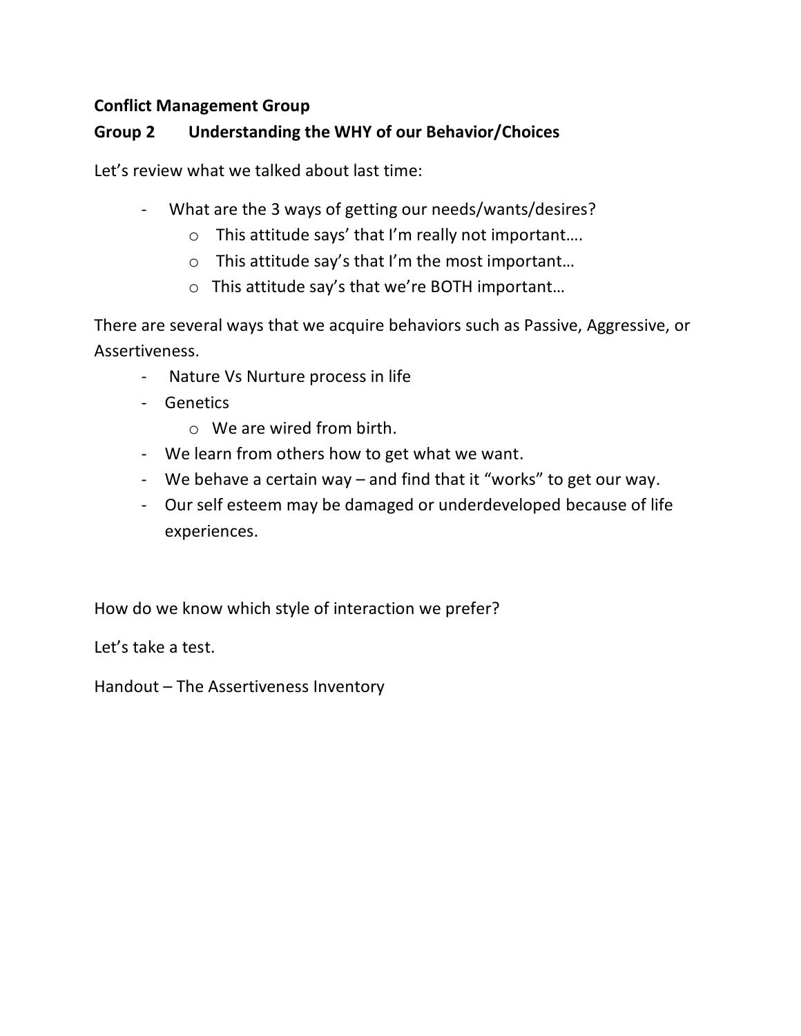**Conflict Management Group**

**Group 2 Understanding the WHY of our Behavior/Choices**

Let's review what we talked about last time:

- What are the 3 ways of getting our needs/wants/desires?
  - This attitude says' that I'm really not important….
  - This attitude say's that I'm the most important…
  - This attitude say's that we're BOTH important…

There are several ways that we acquire behaviors such as Passive, Aggressive, or Assertiveness.

- Nature Vs Nurture process in life
- Genetics
  - We are wired from birth.
- We learn from others how to get what we want.
- We behave a certain way – and find that it "works" to get our way.
- Our self esteem may be damaged or underdeveloped because of life experiences.

How do we know which style of interaction we prefer?

Let's take a test.

Handout – The Assertiveness Inventory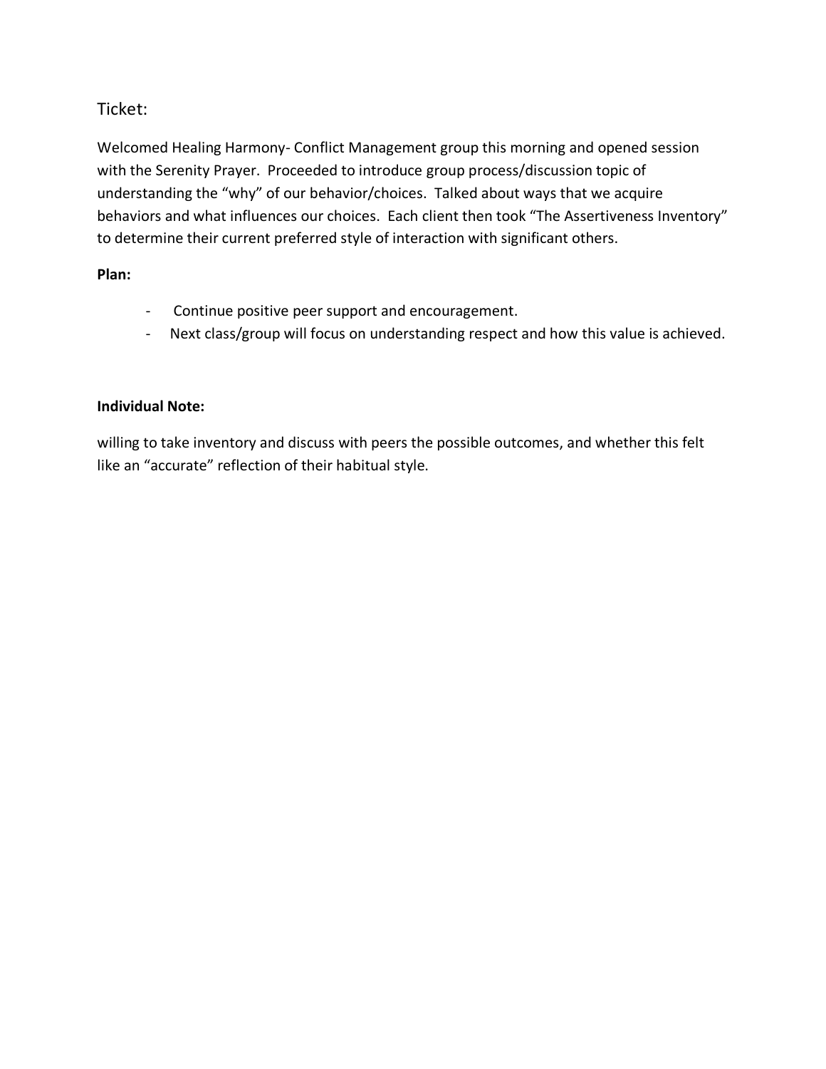Ticket:

Welcomed Healing Harmony- Conflict Management group this morning and opened session with the Serenity Prayer. Proceeded to introduce group process/discussion topic of understanding the "why" of our behavior/choices. Talked about ways that we acquire behaviors and what influences our choices. Each client then took "The Assertiveness Inventory" to determine their current preferred style of interaction with significant others.

**Plan:**

- Continue positive peer support and encouragement.
- Next class/group will focus on understanding respect and how this value is achieved.

**Individual Note:**

willing to take inventory and discuss with peers the possible outcomes, and whether this felt like an "accurate" reflection of their habitual style.